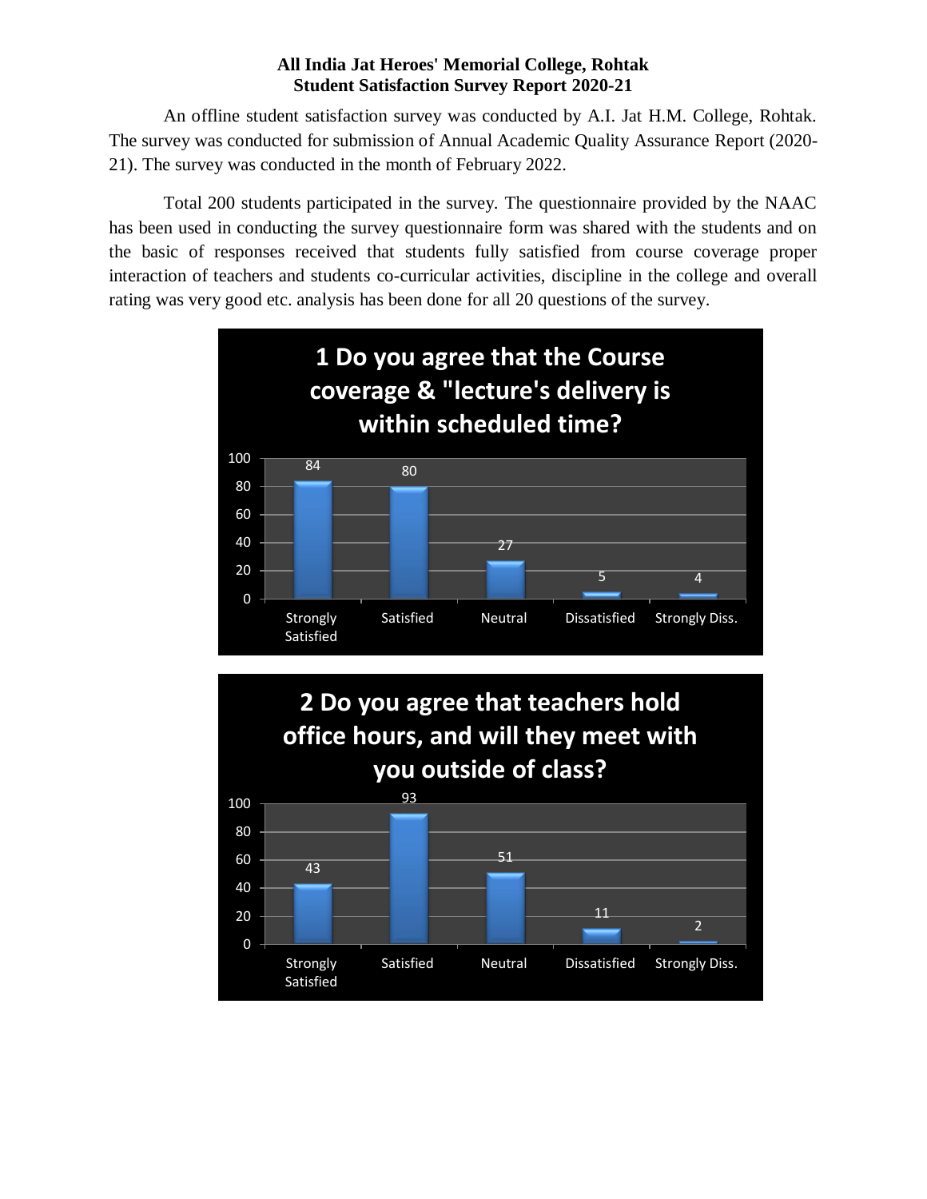**All India Jat Heroes' Memorial College, Rohtak**
**Student Satisfaction Survey Report 2020-21**

An offline student satisfaction survey was conducted by A.I. Jat H.M. College, Rohtak. The survey was conducted for submission of Annual Academic Quality Assurance Report (2020-21). The survey was conducted in the month of February 2022.

Total 200 students participated in the survey. The questionnaire provided by the NAAC has been used in conducting the survey questionnaire form was shared with the students and on the basic of responses received that students fully satisfied from course coverage proper interaction of teachers and students co-curricular activities, discipline in the college and overall rating was very good etc. analysis has been done for all 20 questions of the survey.

**1 Do you agree that the Course coverage & "lecture's delivery is within scheduled time?**

| Strongly Satisfied | Satisfied | Neutral | Dissatisfied | Strongly Diss. |
|---|---|---|---|---|
| 84 | 80 | 27 | 5 | 4 |

**2 Do you agree that teachers hold office hours, and will they meet with you outside of class?**

| Strongly Satisfied | Satisfied | Neutral | Dissatisfied | Strongly Diss. |
|---|---|---|---|---|
| 43 | 93 | 51 | 11 | 2 |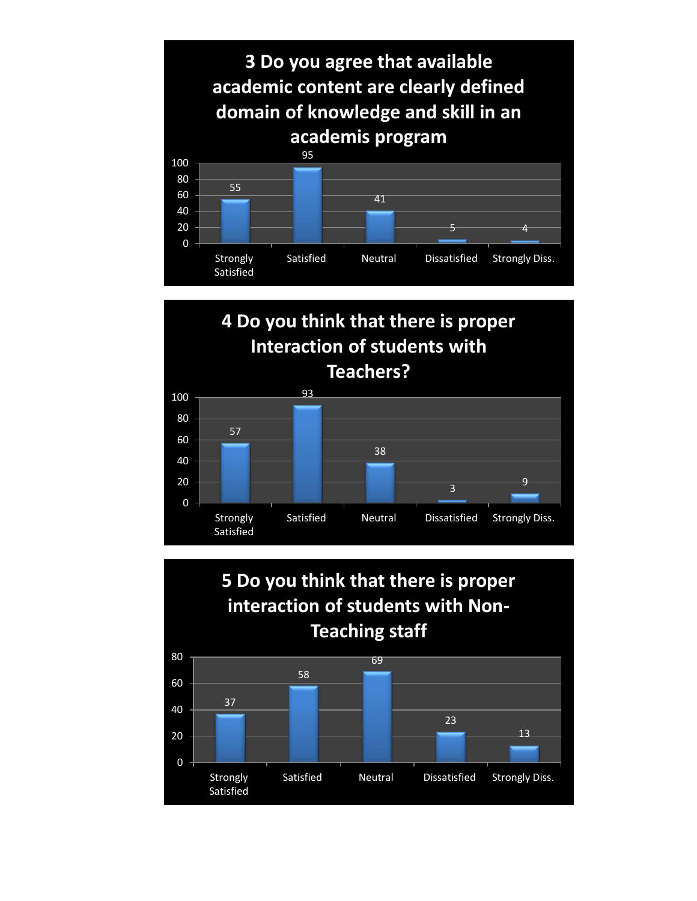## 3 Do you agree that available academic content are clearly defined domain of knowledge and skill in an academis program

| Strongly Satisfied | Satisfied | Neutral | Dissatisfied | Strongly Diss. |
|---|---|---|---|---|
| 55 | 95 | 41 | 5 | 4 |

## 4 Do you think that there is proper Interaction of students with Teachers?

| Strongly Satisfied | Satisfied | Neutral | Dissatisfied | Strongly Diss. |
|---|---|---|---|---|
| 57 | 93 | 38 | 3 | 9 |

## 5 Do you think that there is proper interaction of students with Non-Teaching staff

| Strongly Satisfied | Satisfied | Neutral | Dissatisfied | Strongly Diss. |
|---|---|---|---|---|
| 37 | 58 | 69 | 23 | 13 |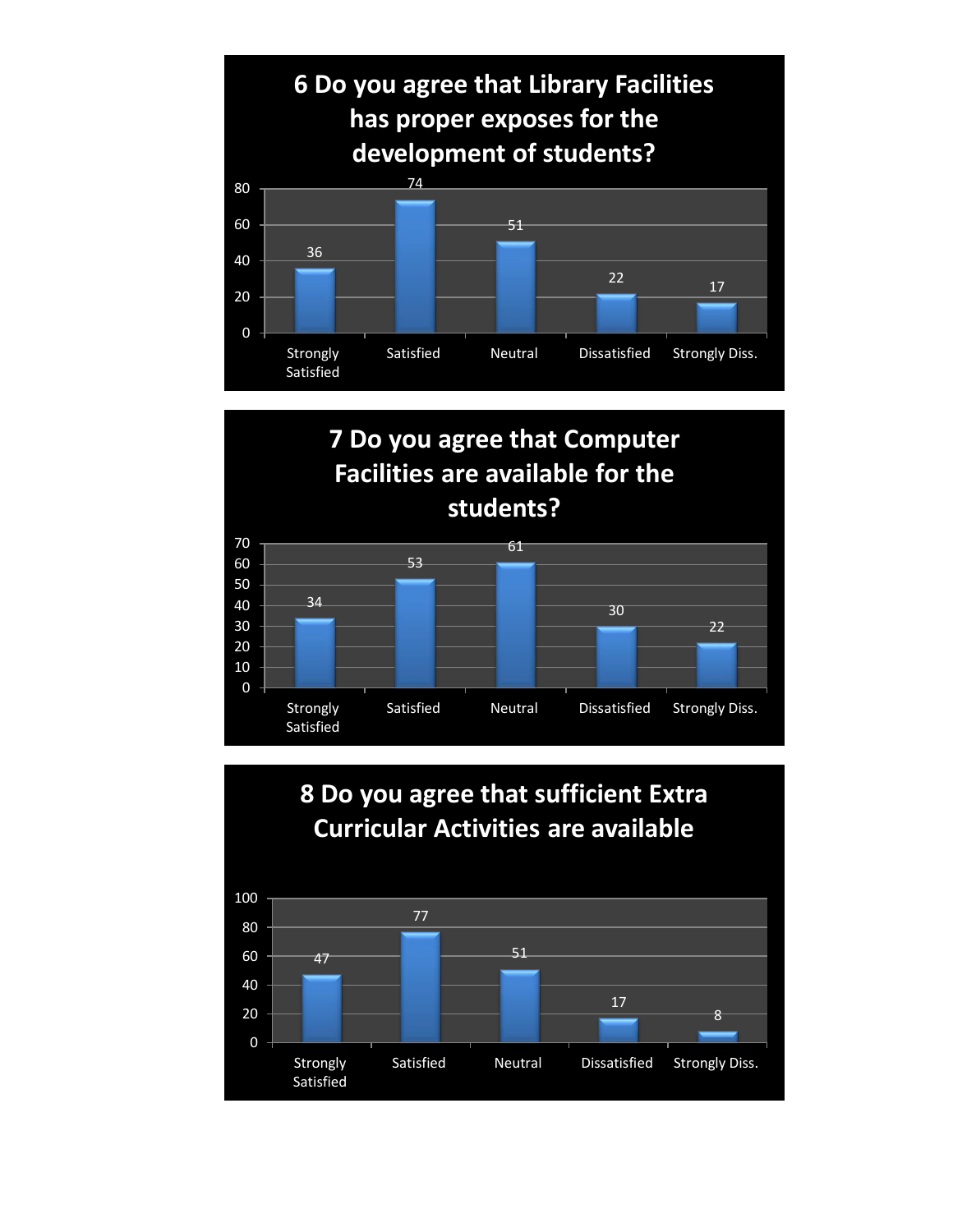## 6 Do you agree that Library Facilities has proper exposes for the development of students?

| Response | Count |
| --- | --- |
| Strongly Satisfied | 36 |
| Satisfied | 74 |
| Neutral | 51 |
| Dissatisfied | 22 |
| Strongly Diss. | 17 |

## 7 Do you agree that Computer Facilities are available for the students?

| Response | Count |
| --- | --- |
| Strongly Satisfied | 34 |
| Satisfied | 53 |
| Neutral | 61 |
| Dissatisfied | 30 |
| Strongly Diss. | 22 |

## 8 Do you agree that sufficient Extra Curricular Activities are available

| Response | Count |
| --- | --- |
| Strongly Satisfied | 47 |
| Satisfied | 77 |
| Neutral | 51 |
| Dissatisfied | 17 |
| Strongly Diss. | 8 |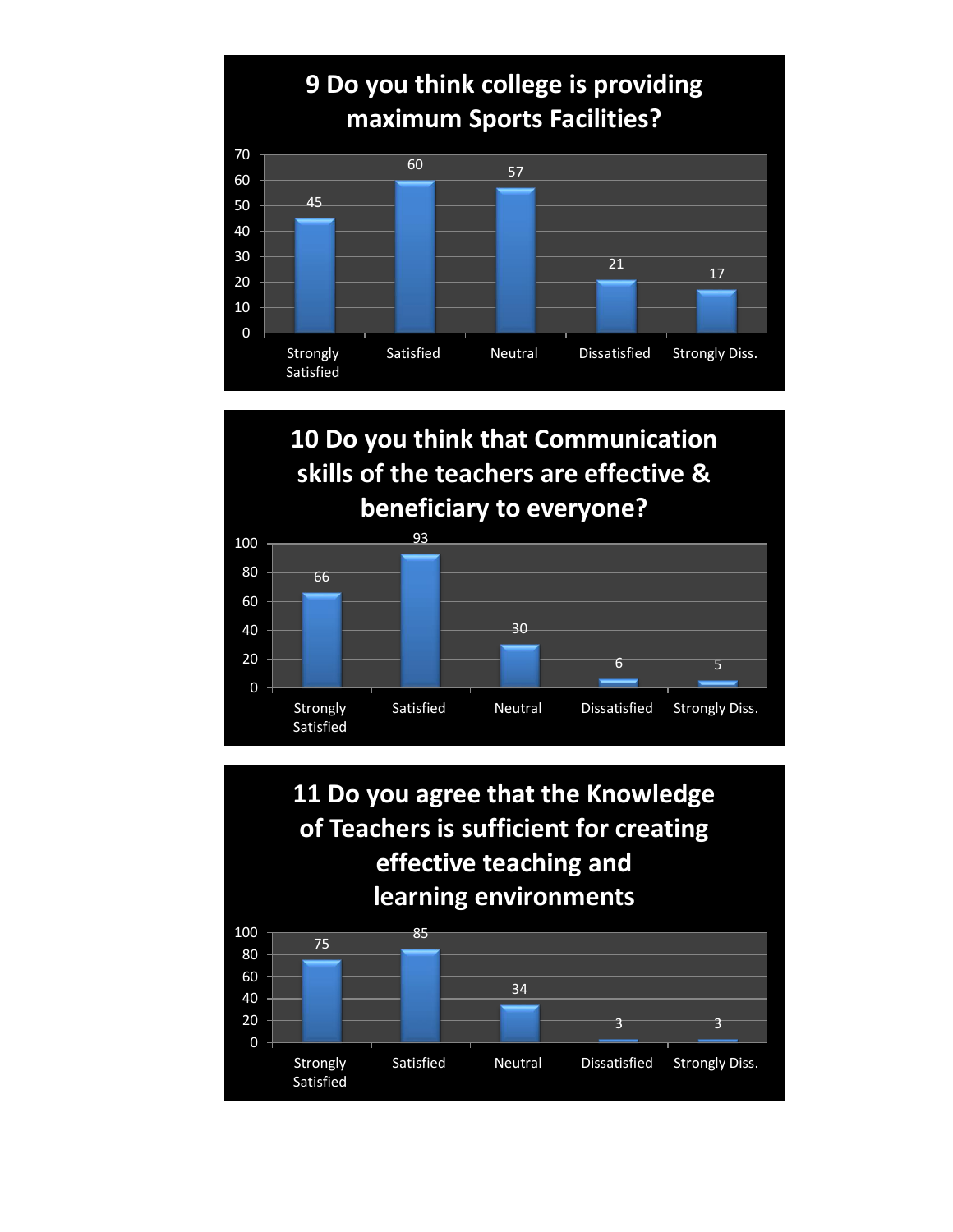## 9 Do you think college is providing maximum Sports Facilities?

| Strongly Satisfied | Satisfied | Neutral | Dissatisfied | Strongly Diss. |
|---|---|---|---|---|
| 45 | 60 | 57 | 21 | 17 |

## 10 Do you think that Communication skills of the teachers are effective & beneficiary to everyone?

| Strongly Satisfied | Satisfied | Neutral | Dissatisfied | Strongly Diss. |
|---|---|---|---|---|
| 66 | 93 | 30 | 6 | 5 |

## 11 Do you agree that the Knowledge of Teachers is sufficient for creating effective teaching and learning environments

| Strongly Satisfied | Satisfied | Neutral | Dissatisfied | Strongly Diss. |
|---|---|---|---|---|
| 75 | 85 | 34 | 3 | 3 |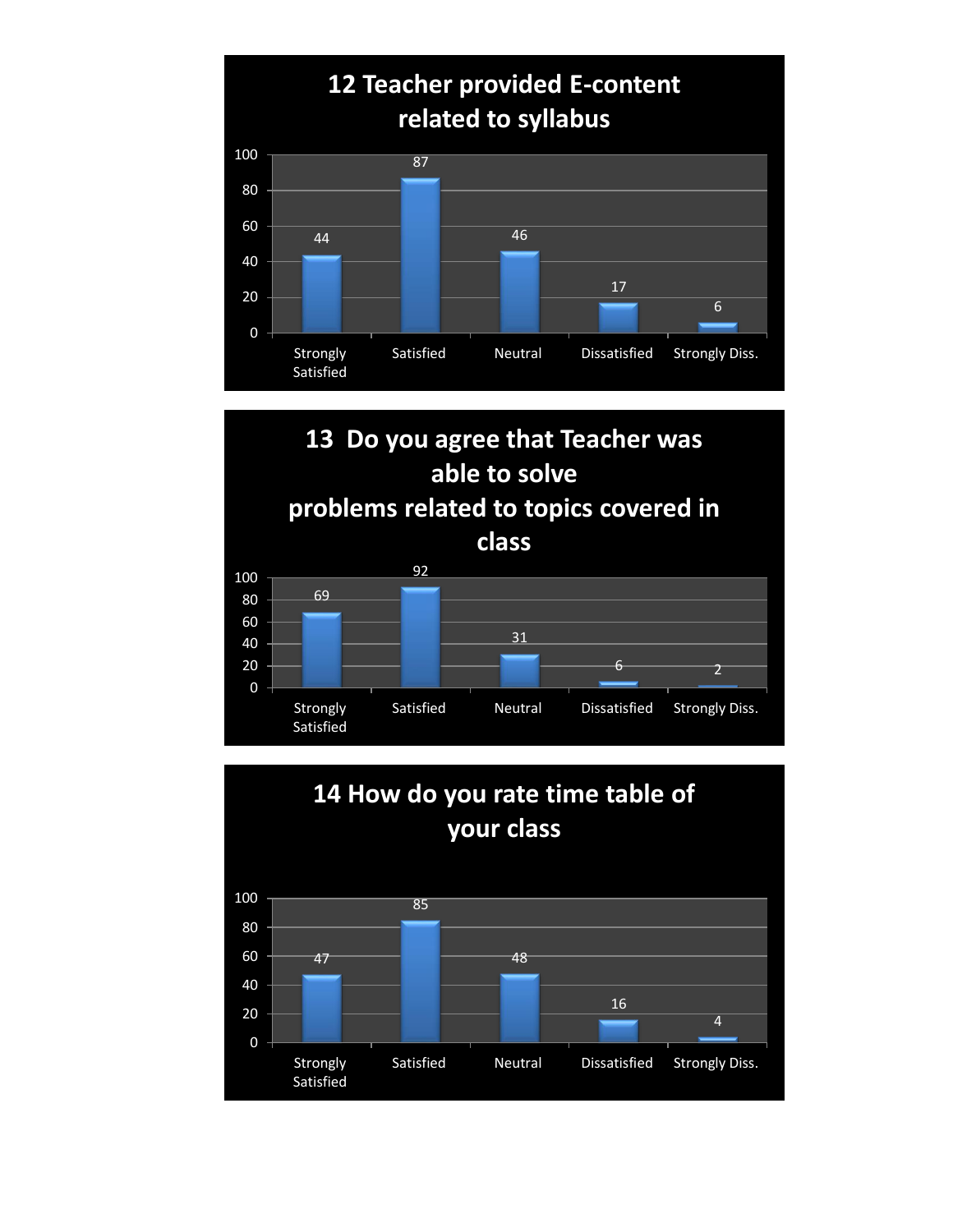## 12 Teacher provided E-content related to syllabus

| Strongly Satisfied | Satisfied | Neutral | Dissatisfied | Strongly Diss. |
|---|---|---|---|---|
| 44 | 87 | 46 | 17 | 6 |

## 13 Do you agree that Teacher was able to solve problems related to topics covered in class

| Strongly Satisfied | Satisfied | Neutral | Dissatisfied | Strongly Diss. |
|---|---|---|---|---|
| 69 | 92 | 31 | 6 | 2 |

## 14 How do you rate time table of your class

| Strongly Satisfied | Satisfied | Neutral | Dissatisfied | Strongly Diss. |
|---|---|---|---|---|
| 47 | 85 | 48 | 16 | 4 |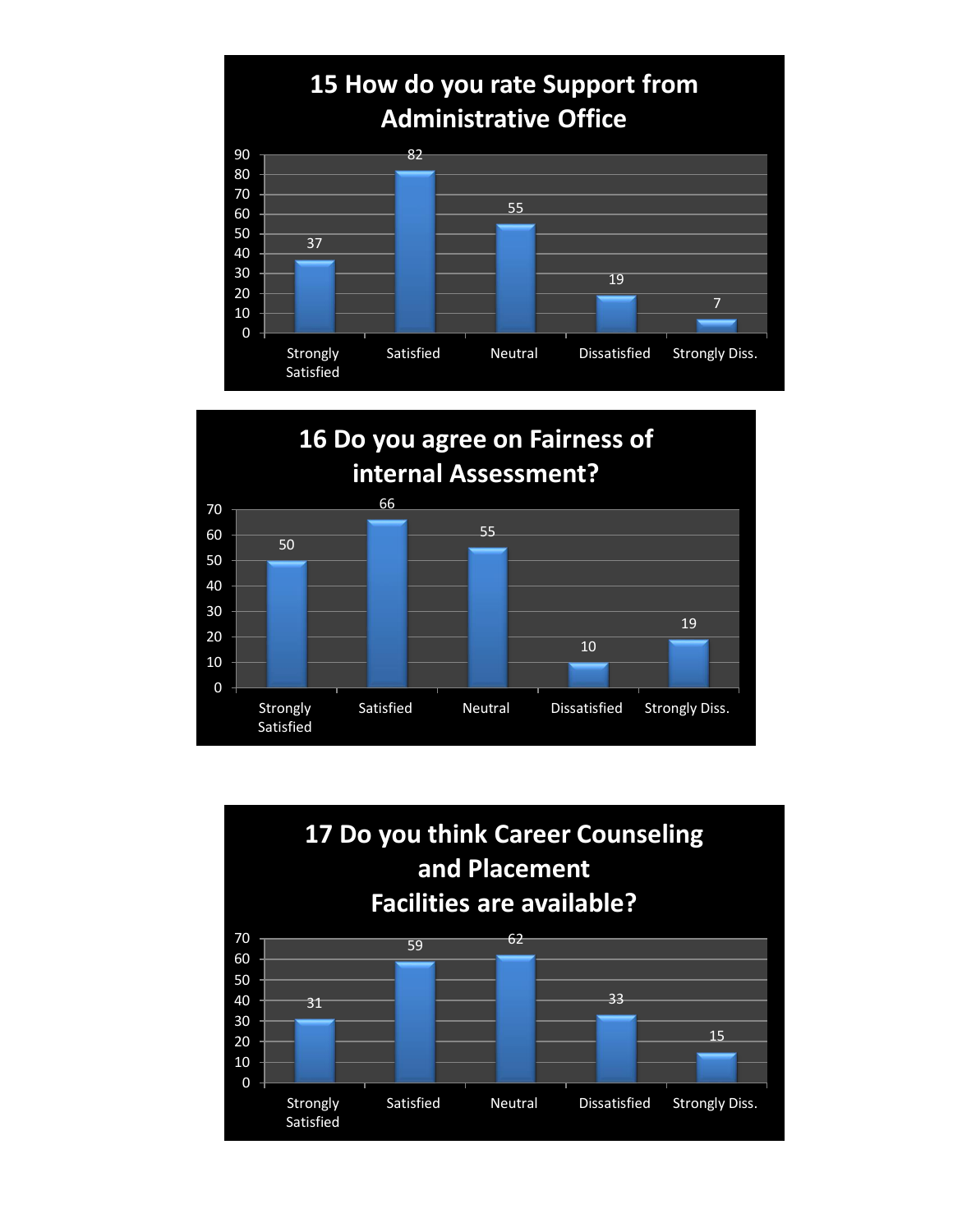## 15 How do you rate Support from Administrative Office

| Strongly Satisfied | Satisfied | Neutral | Dissatisfied | Strongly Diss. |
|---|---|---|---|---|
| 37 | 82 | 55 | 19 | 7 |

## 16 Do you agree on Fairness of internal Assessment?

| Strongly Satisfied | Satisfied | Neutral | Dissatisfied | Strongly Diss. |
|---|---|---|---|---|
| 50 | 66 | 55 | 10 | 19 |

## 17 Do you think Career Counseling and Placement Facilities are available?

| Strongly Satisfied | Satisfied | Neutral | Dissatisfied | Strongly Diss. |
|---|---|---|---|---|
| 31 | 59 | 62 | 33 | 15 |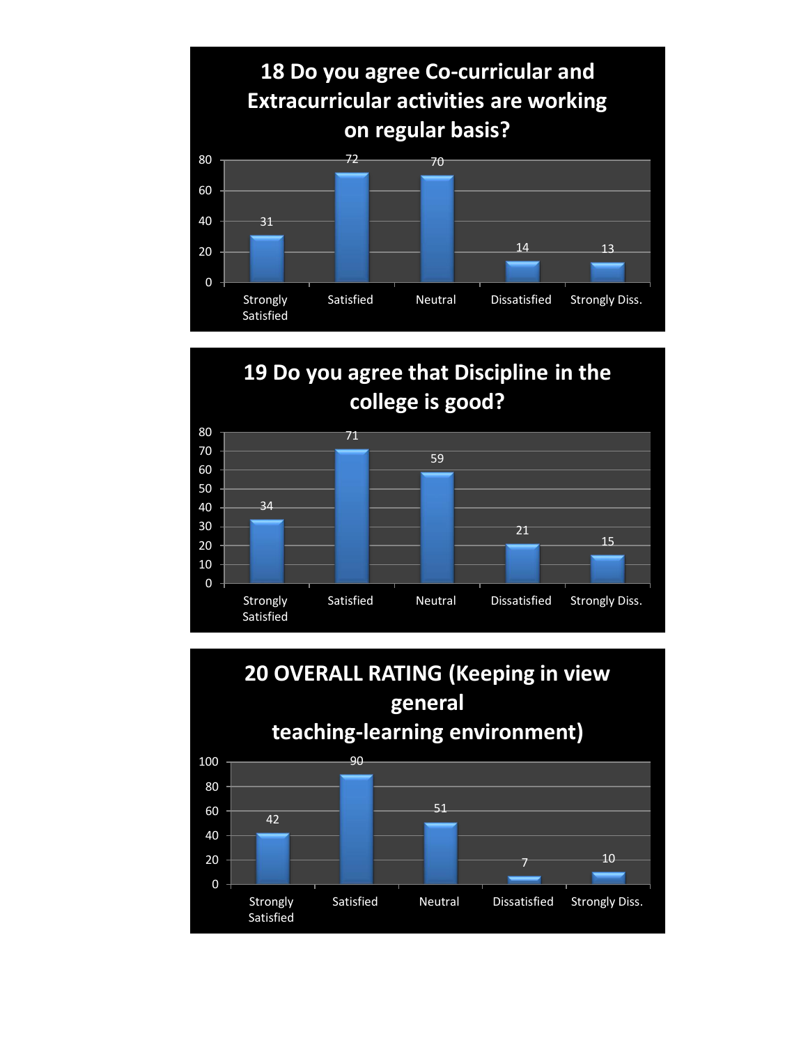## 18 Do you agree Co-curricular and Extracurricular activities are working on regular basis?

| Strongly Satisfied | Satisfied | Neutral | Dissatisfied | Strongly Diss. |
|---|---|---|---|---|
| 31 | 72 | 70 | 14 | 13 |

## 19 Do you agree that Discipline in the college is good?

| Strongly Satisfied | Satisfied | Neutral | Dissatisfied | Strongly Diss. |
|---|---|---|---|---|
| 34 | 71 | 59 | 21 | 15 |

## 20 OVERALL RATING (Keeping in view general teaching-learning environment)

| Strongly Satisfied | Satisfied | Neutral | Dissatisfied | Strongly Diss. |
|---|---|---|---|---|
| 42 | 90 | 51 | 7 | 10 |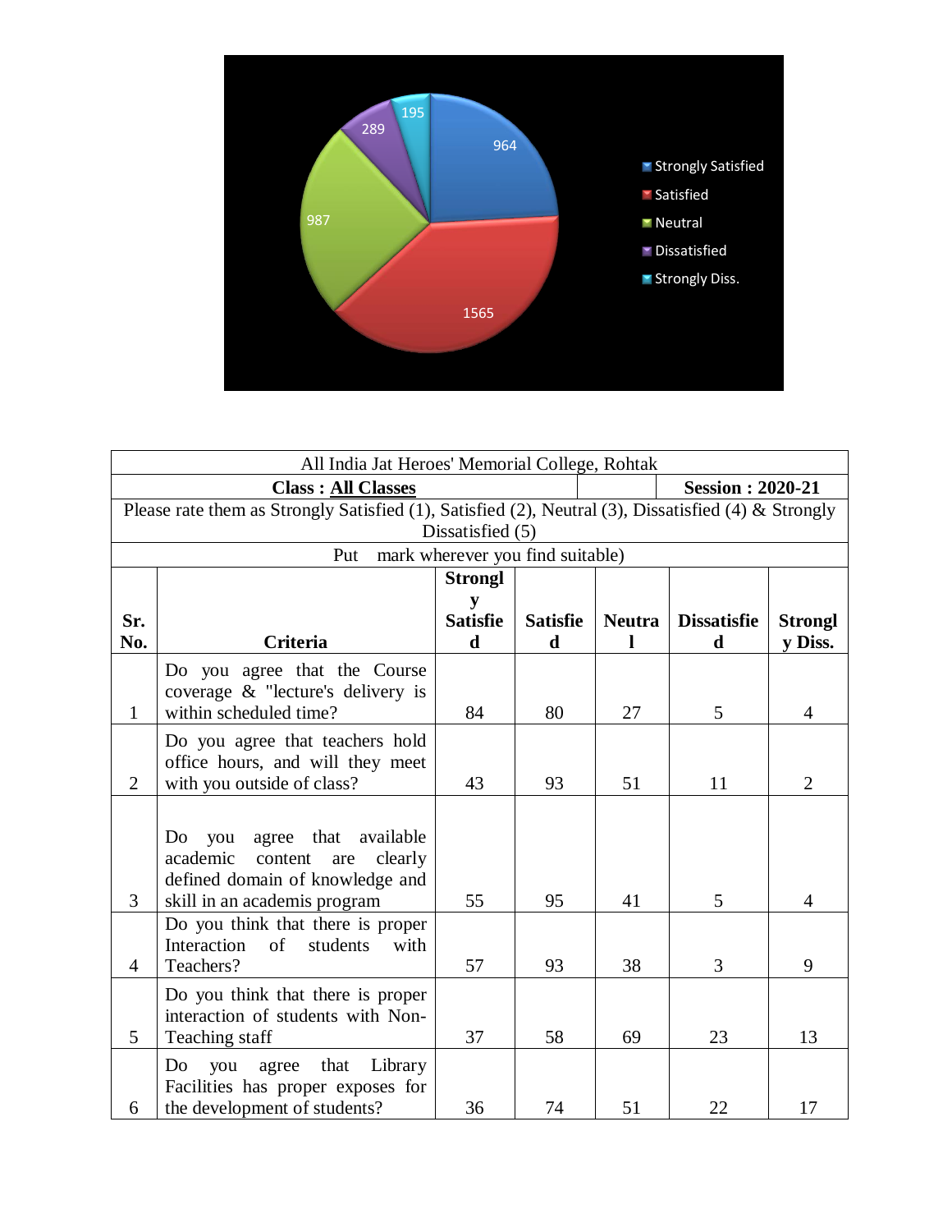Strongly Satisfied: 964
Satisfied: 1565
Neutral: 987
Dissatisfied: 289
Strongly Diss.: 195

| All India Jat Heroes' Memorial College, Rohtak | | | | | | |
|---|---|---|---|---|---|---|
| **Class : All Classes** | | | | **Session : 2020-21** | | |
| Please rate them as Strongly Satisfied (1), Satisfied (2), Neutral (3), Dissatisfied (4) & Strongly Dissatisfied (5) | | | | | | |
| Put mark wherever you find suitable) | | | | | | |
| **Sr. No.** | **Criteria** | **Strongly Satisfied** | **Satisfied** | **Neutral** | **Dissatisfied** | **Strongly Diss.** |
| 1 | Do you agree that the Course coverage & "lecture's delivery is within scheduled time? | 84 | 80 | 27 | 5 | 4 |
| 2 | Do you agree that teachers hold office hours, and will they meet with you outside of class? | 43 | 93 | 51 | 11 | 2 |
| 3 | Do you agree that available academic content are clearly defined domain of knowledge and skill in an academis program | 55 | 95 | 41 | 5 | 4 |
| 4 | Do you think that there is proper Interaction of students with Teachers? | 57 | 93 | 38 | 3 | 9 |
| 5 | Do you think that there is proper interaction of students with Non-Teaching staff | 37 | 58 | 69 | 23 | 13 |
| 6 | Do you agree that Library Facilities has proper exposes for the development of students? | 36 | 74 | 51 | 22 | 17 |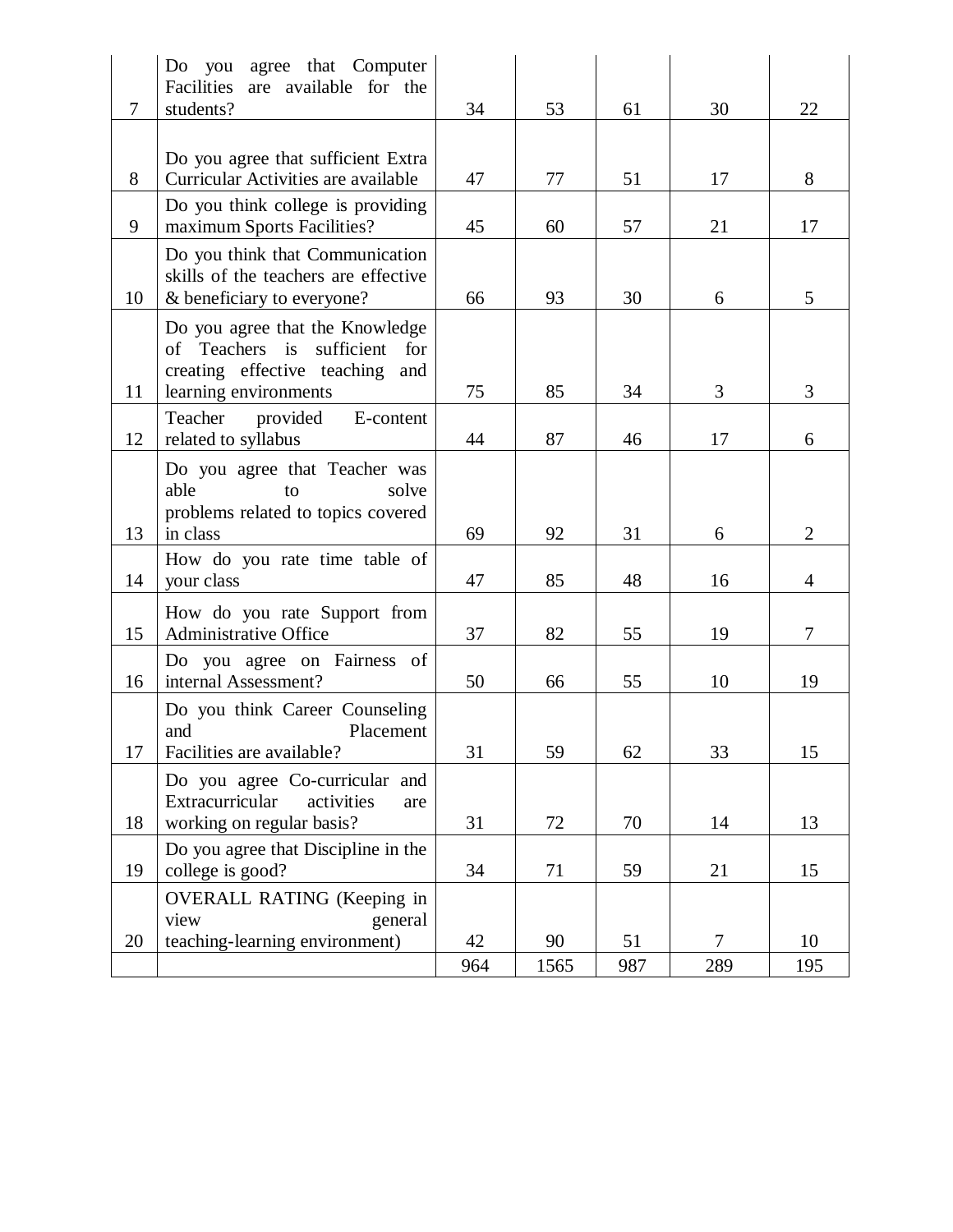| | | | | | | |
|---|---|---|---|---|---|---|
| 7 | Do you agree that Computer Facilities are available for the students? | 34 | 53 | 61 | 30 | 22 |
| 8 | Do you agree that sufficient Extra Curricular Activities are available | 47 | 77 | 51 | 17 | 8 |
| 9 | Do you think college is providing maximum Sports Facilities? | 45 | 60 | 57 | 21 | 17 |
| 10 | Do you think that Communication skills of the teachers are effective & beneficiary to everyone? | 66 | 93 | 30 | 6 | 5 |
| 11 | Do you agree that the Knowledge of Teachers is sufficient for creating effective teaching and learning environments | 75 | 85 | 34 | 3 | 3 |
| 12 | Teacher provided E-content related to syllabus | 44 | 87 | 46 | 17 | 6 |
| 13 | Do you agree that Teacher was able to solve problems related to topics covered in class | 69 | 92 | 31 | 6 | 2 |
| 14 | How do you rate time table of your class | 47 | 85 | 48 | 16 | 4 |
| 15 | How do you rate Support from Administrative Office | 37 | 82 | 55 | 19 | 7 |
| 16 | Do you agree on Fairness of internal Assessment? | 50 | 66 | 55 | 10 | 19 |
| 17 | Do you think Career Counseling and Placement Facilities are available? | 31 | 59 | 62 | 33 | 15 |
| 18 | Do you agree Co-curricular and Extracurricular activities are working on regular basis? | 31 | 72 | 70 | 14 | 13 |
| 19 | Do you agree that Discipline in the college is good? | 34 | 71 | 59 | 21 | 15 |
| 20 | OVERALL RATING (Keeping in view general teaching-learning environment) | 42 | 90 | 51 | 7 | 10 |
| | | 964 | 1565 | 987 | 289 | 195 |